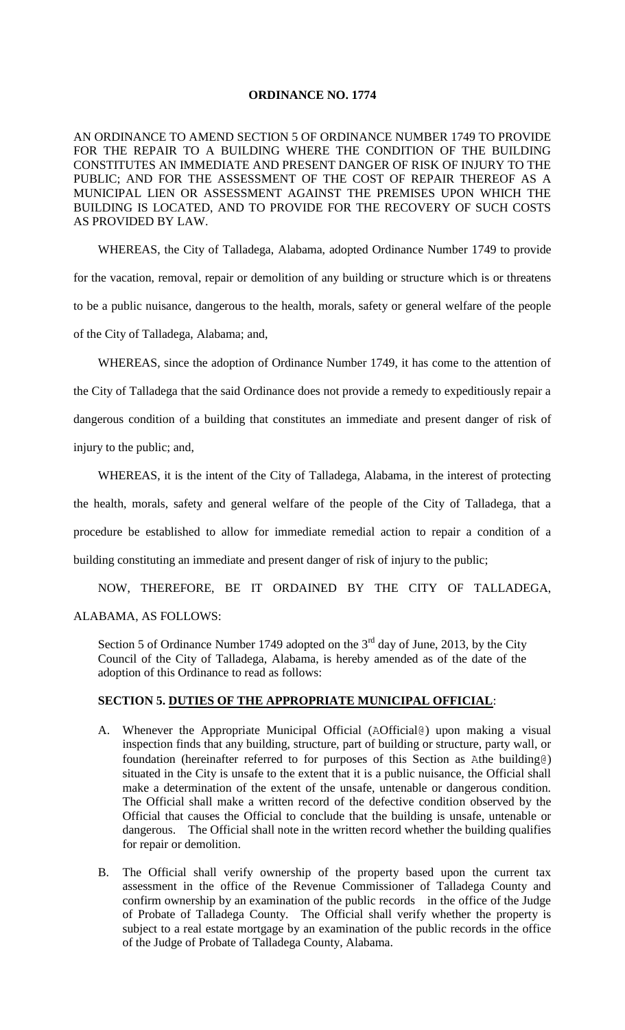**ORDINANCE NO. 1774**

AN ORDINANCE TO AMEND SECTION 5 OF ORDINANCE NUMBER 1749 TO PROVIDE FOR THE REPAIR TO A BUILDING WHERE THE CONDITION OF THE BUILDING CONSTITUTES AN IMMEDIATE AND PRESENT DANGER OF RISK OF INJURY TO THE PUBLIC; AND FOR THE ASSESSMENT OF THE COST OF REPAIR THEREOF AS A MUNICIPAL LIEN OR ASSESSMENT AGAINST THE PREMISES UPON WHICH THE BUILDING IS LOCATED, AND TO PROVIDE FOR THE RECOVERY OF SUCH COSTS AS PROVIDED BY LAW.

WHEREAS, the City of Talladega, Alabama, adopted Ordinance Number 1749 to provide for the vacation, removal, repair or demolition of any building or structure which is or threatens to be a public nuisance, dangerous to the health, morals, safety or general welfare of the people of the City of Talladega, Alabama; and,

WHEREAS, since the adoption of Ordinance Number 1749, it has come to the attention of the City of Talladega that the said Ordinance does not provide a remedy to expeditiously repair a dangerous condition of a building that constitutes an immediate and present danger of risk of injury to the public; and,

WHEREAS, it is the intent of the City of Talladega, Alabama, in the interest of protecting the health, morals, safety and general welfare of the people of the City of Talladega, that a procedure be established to allow for immediate remedial action to repair a condition of a building constituting an immediate and present danger of risk of injury to the public;

NOW, THEREFORE, BE IT ORDAINED BY THE CITY OF TALLADEGA, ALABAMA, AS FOLLOWS:

Section 5 of Ordinance Number 1749 adopted on the 3rd day of June, 2013, by the City Council of the City of Talladega, Alabama, is hereby amended as of the date of the adoption of this Ordinance to read as follows:

**SECTION 5. DUTIES OF THE APPROPRIATE MUNICIPAL OFFICIAL**:

A. Whenever the Appropriate Municipal Official (AOfficial@) upon making a visual inspection finds that any building, structure, part of building or structure, party wall, or foundation (hereinafter referred to for purposes of this Section as Athe building@) situated in the City is unsafe to the extent that it is a public nuisance, the Official shall make a determination of the extent of the unsafe, untenable or dangerous condition. The Official shall make a written record of the defective condition observed by the Official that causes the Official to conclude that the building is unsafe, untenable or dangerous. The Official shall note in the written record whether the building qualifies for repair or demolition.

B. The Official shall verify ownership of the property based upon the current tax assessment in the office of the Revenue Commissioner of Talladega County and confirm ownership by an examination of the public records in the office of the Judge of Probate of Talladega County. The Official shall verify whether the property is subject to a real estate mortgage by an examination of the public records in the office of the Judge of Probate of Talladega County, Alabama.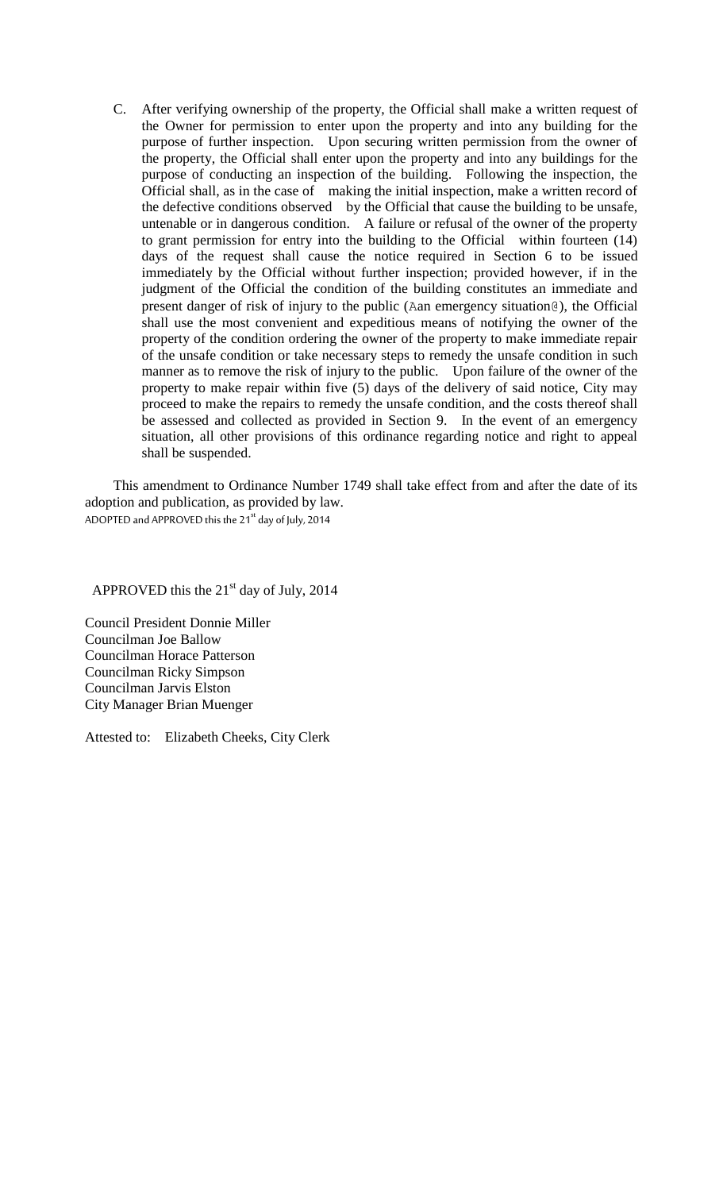C. After verifying ownership of the property, the Official shall make a written request of the Owner for permission to enter upon the property and into any building for the purpose of further inspection. Upon securing written permission from the owner of the property, the Official shall enter upon the property and into any buildings for the purpose of conducting an inspection of the building. Following the inspection, the Official shall, as in the case of making the initial inspection, make a written record of the defective conditions observed by the Official that cause the building to be unsafe, untenable or in dangerous condition. A failure or refusal of the owner of the property to grant permission for entry into the building to the Official within fourteen (14) days of the request shall cause the notice required in Section 6 to be issued immediately by the Official without further inspection; provided however, if in the judgment of the Official the condition of the building constitutes an immediate and present danger of risk of injury to the public (Aan emergency situation@), the Official shall use the most convenient and expeditious means of notifying the owner of the property of the condition ordering the owner of the property to make immediate repair of the unsafe condition or take necessary steps to remedy the unsafe condition in such manner as to remove the risk of injury to the public. Upon failure of the owner of the property to make repair within five (5) days of the delivery of said notice, City may proceed to make the repairs to remedy the unsafe condition, and the costs thereof shall be assessed and collected as provided in Section 9. In the event of an emergency situation, all other provisions of this ordinance regarding notice and right to appeal shall be suspended.

This amendment to Ordinance Number 1749 shall take effect from and after the date of its adoption and publication, as provided by law.

ADOPTED and APPROVED this the 21st day of July, 2014

APPROVED this the 21st day of July, 2014

Council President Donnie Miller
Councilman Joe Ballow
Councilman Horace Patterson
Councilman Ricky Simpson
Councilman Jarvis Elston
City Manager Brian Muenger

Attested to: Elizabeth Cheeks, City Clerk